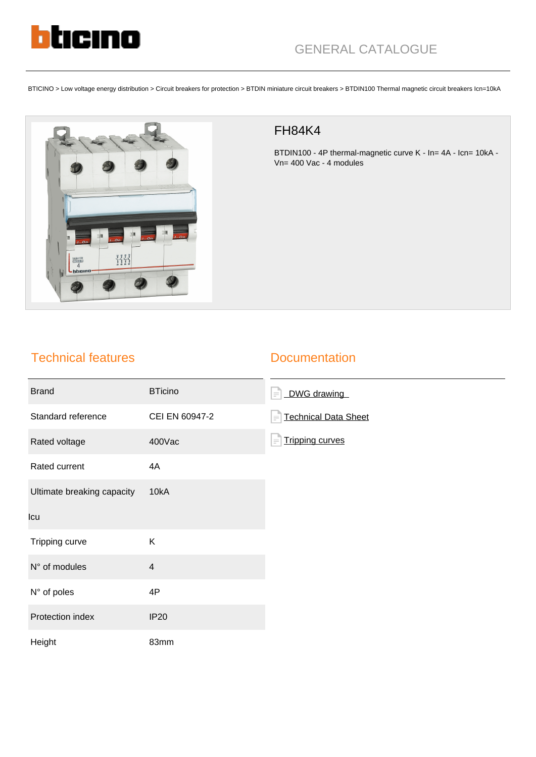GENERAL CATALOGUE

BTICINO > Low voltage energy distribution > Circuit breakers for protection > BTDIN miniature circuit breakers > BTDIN100 Thermal magnetic circuit breakers Icn=10kA

# FH84K4

BTDIN100 - 4P thermal-magnetic curve K - In= 4A - Icn= 10kA - Vn= 400 Vac - 4 modules

## Technical features

| | |
|---|---|
| Brand | BTicino |
| Standard reference | CEI EN 60947-2 |
| Rated voltage | 400Vac |
| Rated current | 4A |
| Ultimate breaking capacity Icu | 10kA |
| Tripping curve | K |
| N° of modules | 4 |
| N° of poles | 4P |
| Protection index | IP20 |
| Height | 83mm |

## Documentation

- DWG drawing
- Technical Data Sheet
- Tripping curves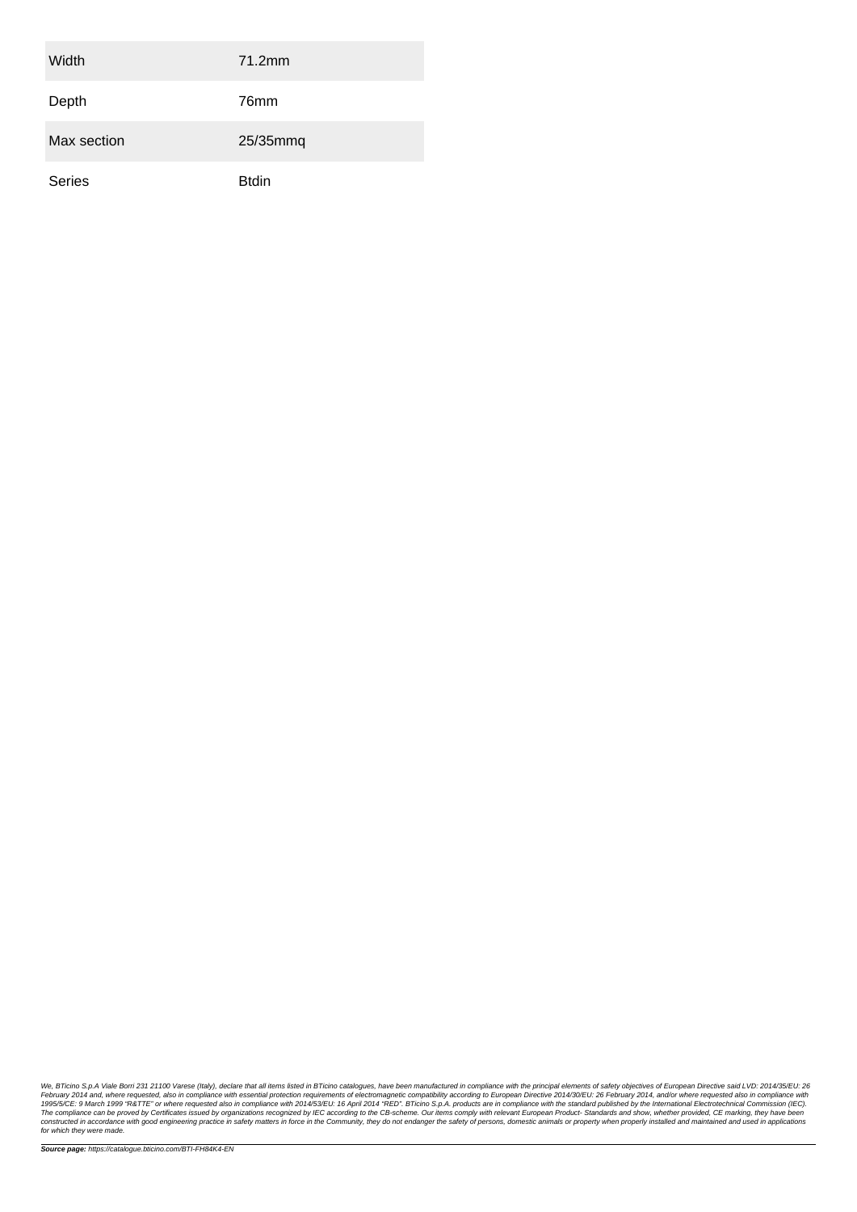| | |
|---|---|
| Width | 71.2mm |
| Depth | 76mm |
| Max section | 25/35mmq |
| Series | Btdin |

*We, BTicino S.p.A Viale Borri 231 21100 Varese (Italy), declare that all items listed in BTicino catalogues, have been manufactured in compliance with the principal elements of safety objectives of European Directive said LVD: 2014/35/EU: 26 February 2014 and, where requested, also in compliance with essential protection requirements of electromagnetic compatibility according to European Directive 2014/30/EU: 26 February 2014, and/or where requested also in compliance with 1995/5/CE: 9 March 1999 "R&TTE" or where requested also in compliance with 2014/53/EU: 16 April 2014 "RED". BTicino S.p.A. products are in compliance with the standard published by the International Electrotechnical Commission (IEC). The compliance can be proved by Certificates issued by organizations recognized by IEC according to the CB-scheme. Our items comply with relevant European Product- Standards and show, whether provided, CE marking, they have been constructed in accordance with good engineering practice in safety matters in force in the Community, they do not endanger the safety of persons, domestic animals or property when properly installed and maintained and used in applications for which they were made.*

**Source page:** *https://catalogue.bticino.com/BTI-FH84K4-EN*